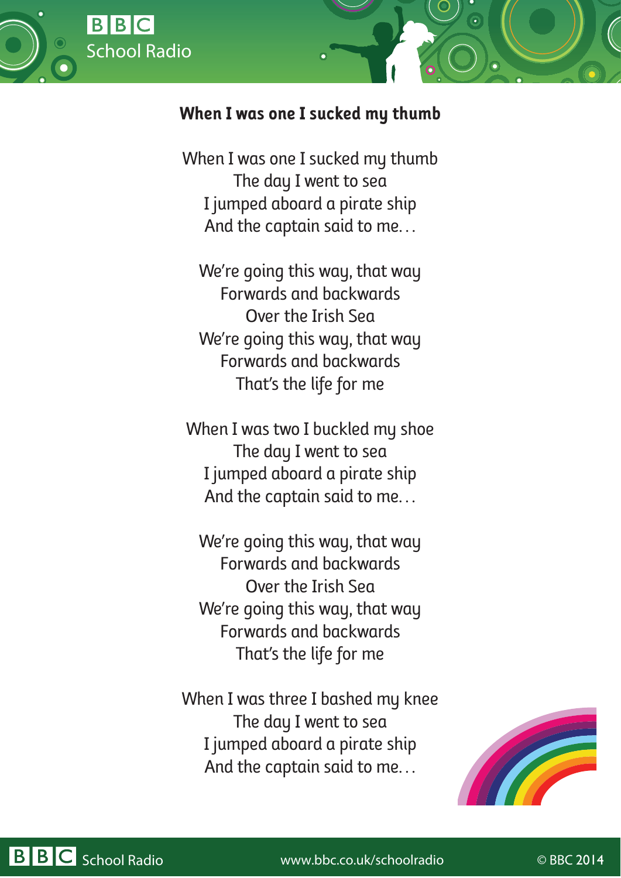**When I was one I sucked my thumb**

When I was one I sucked my thumb  
The day I went to sea  
I jumped aboard a pirate ship  
And the captain said to me…

We're going this way, that way  
Forwards and backwards  
Over the Irish Sea  
We're going this way, that way  
Forwards and backwards  
That's the life for me

When I was two I buckled my shoe  
The day I went to sea  
I jumped aboard a pirate ship  
And the captain said to me…

We're going this way, that way  
Forwards and backwards  
Over the Irish Sea  
We're going this way, that way  
Forwards and backwards  
That's the life for me

When I was three I bashed my knee  
The day I went to sea  
I jumped aboard a pirate ship  
And the captain said to me…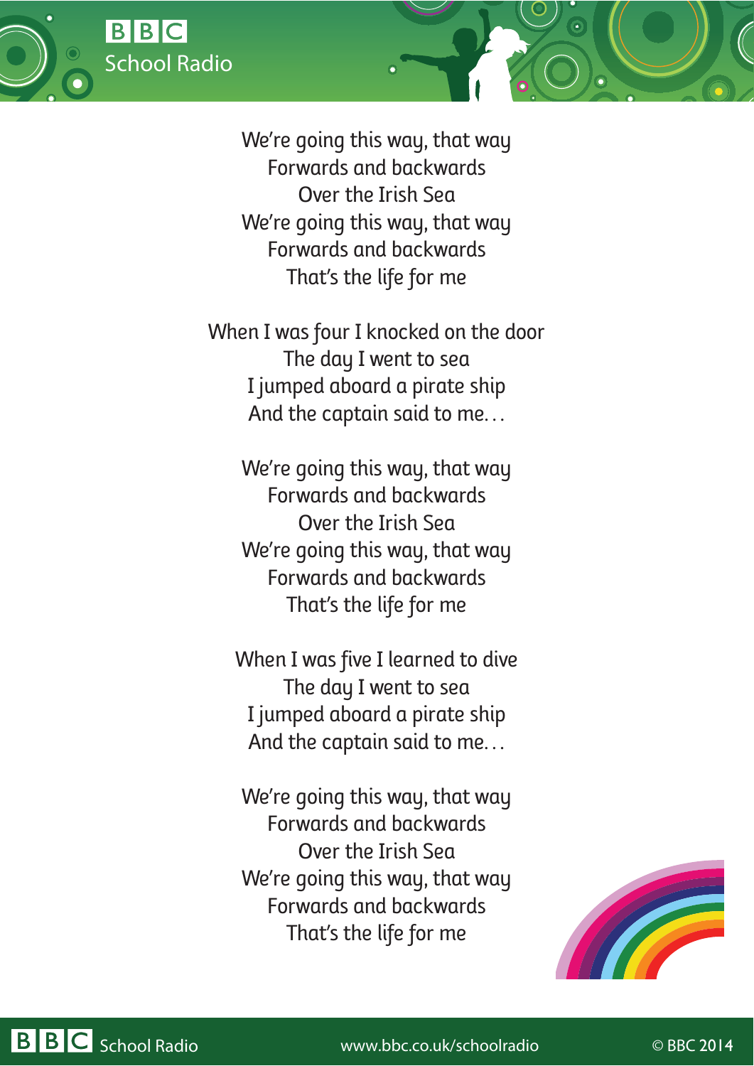We're going this way, that way
Forwards and backwards
Over the Irish Sea
We're going this way, that way
Forwards and backwards
That's the life for me

When I was four I knocked on the door
The day I went to sea
I jumped aboard a pirate ship
And the captain said to me...

We're going this way, that way
Forwards and backwards
Over the Irish Sea
We're going this way, that way
Forwards and backwards
That's the life for me

When I was five I learned to dive
The day I went to sea
I jumped aboard a pirate ship
And the captain said to me...

We're going this way, that way
Forwards and backwards
Over the Irish Sea
We're going this way, that way
Forwards and backwards
That's the life for me